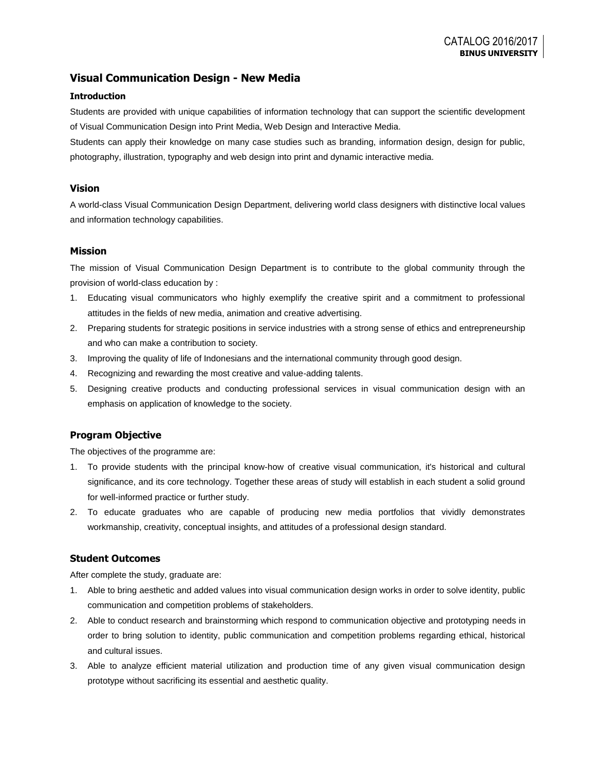# Visual Communication Design - New Media

## Introduction

Students are provided with unique capabilities of information technology that can support the scientific development of Visual Communication Design into Print Media, Web Design and Interactive Media.

Students can apply their knowledge on many case studies such as branding, information design, design for public, photography, illustration, typography and web design into print and dynamic interactive media.

## Vision

A world-class Visual Communication Design Department, delivering world class designers with distinctive local values and information technology capabilities.

## Mission

The mission of Visual Communication Design Department is to contribute to the global community through the provision of world-class education by :

1. Educating visual communicators who highly exemplify the creative spirit and a commitment to professional attitudes in the fields of new media, animation and creative advertising.
2. Preparing students for strategic positions in service industries with a strong sense of ethics and entrepreneurship and who can make a contribution to society.
3. Improving the quality of life of Indonesians and the international community through good design.
4. Recognizing and rewarding the most creative and value-adding talents.
5. Designing creative products and conducting professional services in visual communication design with an emphasis on application of knowledge to the society.

## Program Objective

The objectives of the programme are:

1. To provide students with the principal know-how of creative visual communication, it's historical and cultural significance, and its core technology. Together these areas of study will establish in each student a solid ground for well-informed practice or further study.
2. To educate graduates who are capable of producing new media portfolios that vividly demonstrates workmanship, creativity, conceptual insights, and attitudes of a professional design standard.

## Student Outcomes

After complete the study, graduate are:

1. Able to bring aesthetic and added values into visual communication design works in order to solve identity, public communication and competition problems of stakeholders.
2. Able to conduct research and brainstorming which respond to communication objective and prototyping needs in order to bring solution to identity, public communication and competition problems regarding ethical, historical and cultural issues.
3. Able to analyze efficient material utilization and production time of any given visual communication design prototype without sacrificing its essential and aesthetic quality.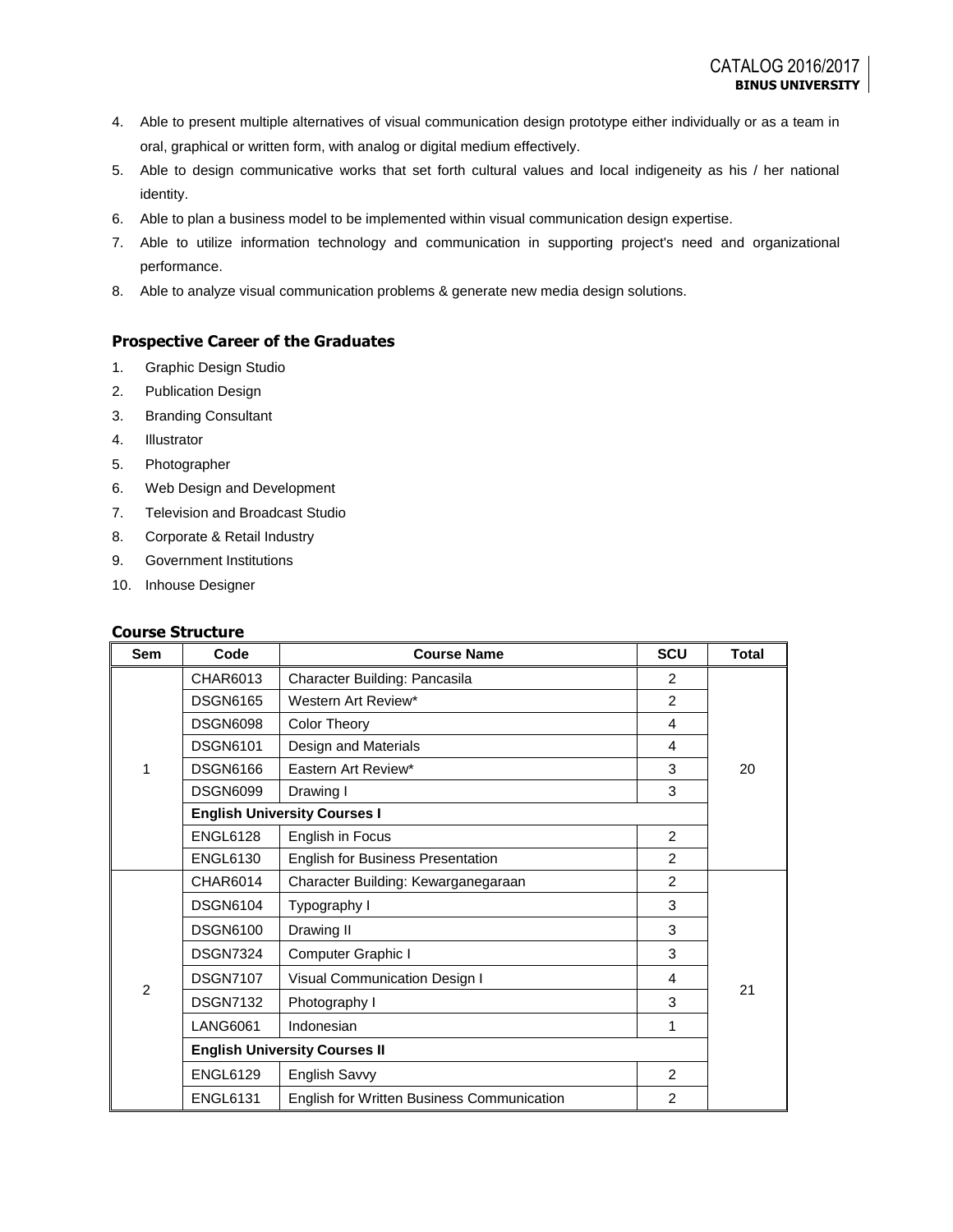4. Able to present multiple alternatives of visual communication design prototype either individually or as a team in oral, graphical or written form, with analog or digital medium effectively.
5. Able to design communicative works that set forth cultural values and local indigeneity as his / her national identity.
6. Able to plan a business model to be implemented within visual communication design expertise.
7. Able to utilize information technology and communication in supporting project's need and organizational performance.
8. Able to analyze visual communication problems & generate new media design solutions.

### Prospective Career of the Graduates

1. Graphic Design Studio
2. Publication Design
3. Branding Consultant
4. Illustrator
5. Photographer
6. Web Design and Development
7. Television and Broadcast Studio
8. Corporate & Retail Industry
9. Government Institutions
10. Inhouse Designer

### Course Structure

| Sem | Code | Course Name | SCU | Total |
|---|---|---|---|---|
| 1 | CHAR6013 | Character Building: Pancasila | 2 | 20 |
| | DSGN6165 | Western Art Review* | 2 | |
| | DSGN6098 | Color Theory | 4 | |
| | DSGN6101 | Design and Materials | 4 | |
| | DSGN6166 | Eastern Art Review* | 3 | |
| | DSGN6099 | Drawing I | 3 | |
| | **English University Courses I** | | | |
| | ENGL6128 | English in Focus | 2 | |
| | ENGL6130 | English for Business Presentation | 2 | |
| 2 | CHAR6014 | Character Building: Kewarganegaraan | 2 | 21 |
| | DSGN6104 | Typography I | 3 | |
| | DSGN6100 | Drawing II | 3 | |
| | DSGN7324 | Computer Graphic I | 3 | |
| | DSGN7107 | Visual Communication Design I | 4 | |
| | DSGN7132 | Photography I | 3 | |
| | LANG6061 | Indonesian | 1 | |
| | **English University Courses II** | | | |
| | ENGL6129 | English Savvy | 2 | |
| | ENGL6131 | English for Written Business Communication | 2 | |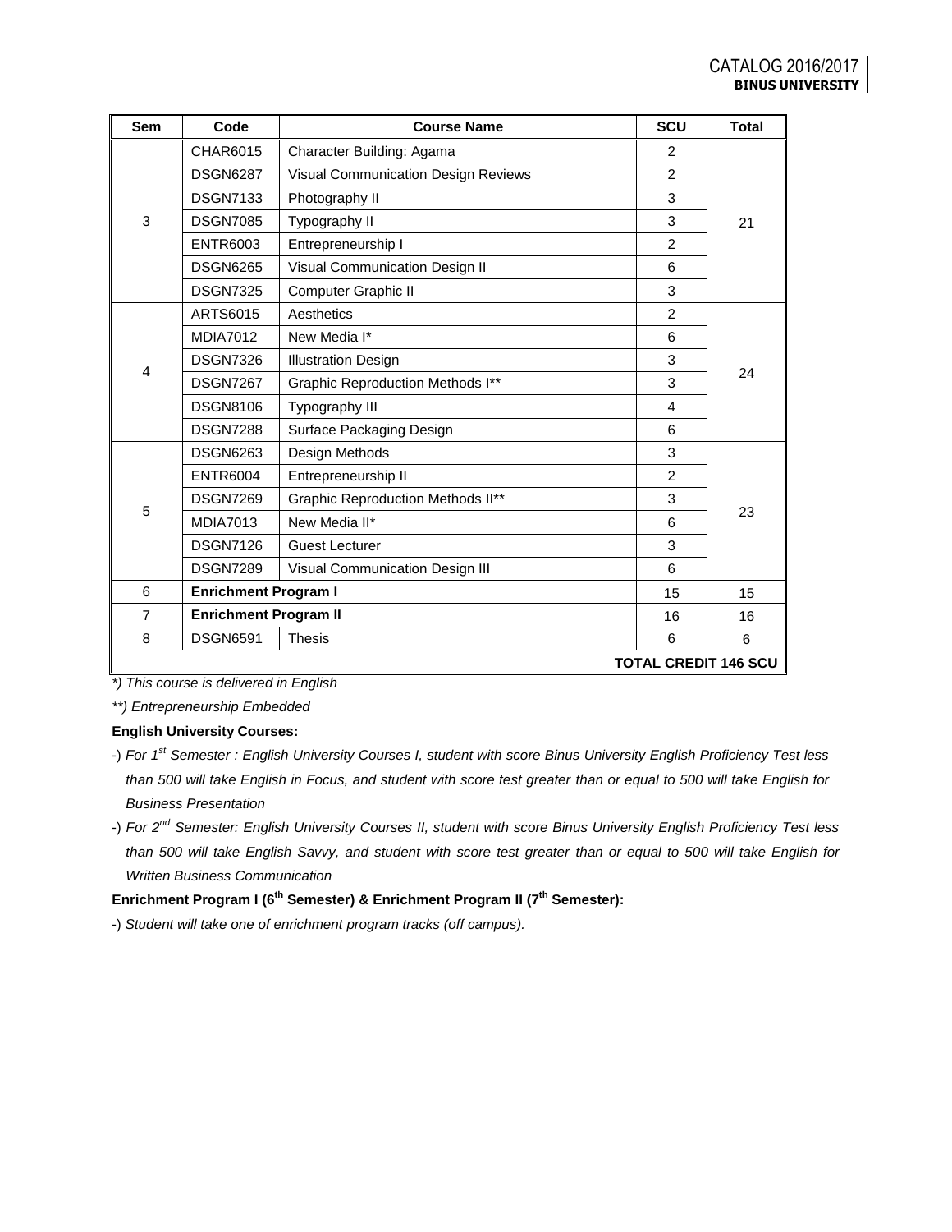| Sem | Code | Course Name | SCU | Total |
|---|---|---|---|---|
| 3 | CHAR6015 | Character Building: Agama | 2 | 21 |
| | DSGN6287 | Visual Communication Design Reviews | 2 | |
| | DSGN7133 | Photography II | 3 | |
| | DSGN7085 | Typography II | 3 | |
| | ENTR6003 | Entrepreneurship I | 2 | |
| | DSGN6265 | Visual Communication Design II | 6 | |
| | DSGN7325 | Computer Graphic II | 3 | |
| 4 | ARTS6015 | Aesthetics | 2 | 24 |
| | MDIA7012 | New Media I* | 6 | |
| | DSGN7326 | Illustration Design | 3 | |
| | DSGN7267 | Graphic Reproduction Methods I** | 3 | |
| | DSGN8106 | Typography III | 4 | |
| | DSGN7288 | Surface Packaging Design | 6 | |
| 5 | DSGN6263 | Design Methods | 3 | 23 |
| | ENTR6004 | Entrepreneurship II | 2 | |
| | DSGN7269 | Graphic Reproduction Methods II** | 3 | |
| | MDIA7013 | New Media II* | 6 | |
| | DSGN7126 | Guest Lecturer | 3 | |
| | DSGN7289 | Visual Communication Design III | 6 | |
| 6 | **Enrichment Program I** | | 15 | 15 |
| 7 | **Enrichment Program II** | | 16 | 16 |
| 8 | DSGN6591 | Thesis | 6 | 6 |
| | | | | **TOTAL CREDIT 146 SCU** |

*\*) This course is delivered in English*

*\*\*) Entrepreneurship Embedded*

**English University Courses:**

-) *For 1st Semester : English University Courses I, student with score Binus University English Proficiency Test less than 500 will take English in Focus, and student with score test greater than or equal to 500 will take English for Business Presentation*

-) *For 2nd Semester: English University Courses II, student with score Binus University English Proficiency Test less than 500 will take English Savvy, and student with score test greater than or equal to 500 will take English for Written Business Communication*

**Enrichment Program I (6th Semester) & Enrichment Program II (7th Semester):**

-) *Student will take one of enrichment program tracks (off campus).*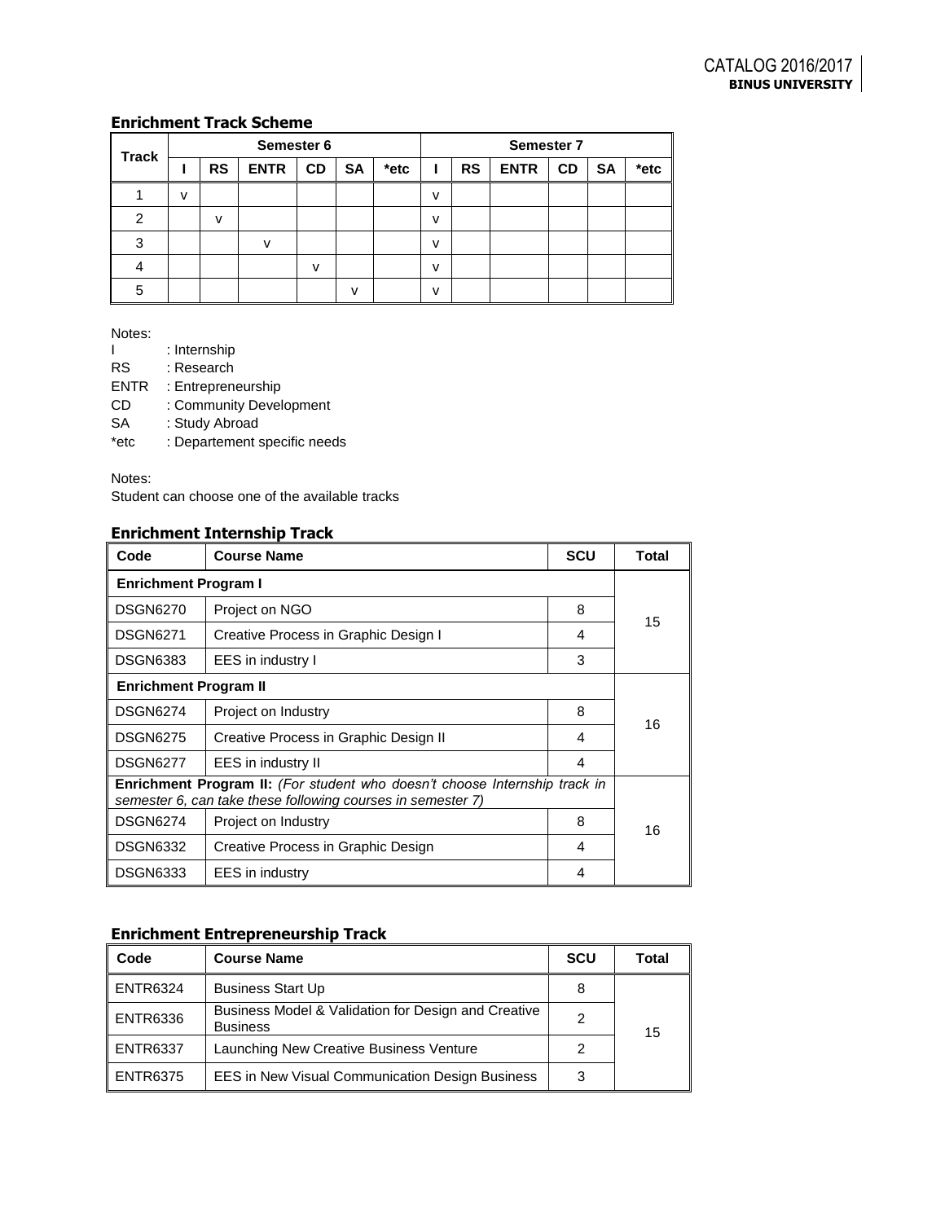### Enrichment Track Scheme

| Track | Semester 6 | | | | | | Semester 7 | | | | | |
|---|---|---|---|---|---|---|---|---|---|---|---|---|
| | I | RS | ENTR | CD | SA | *etc | I | RS | ENTR | CD | SA | *etc |
| 1 | v | | | | | | v | | | | | |
| 2 | | v | | | | | v | | | | | |
| 3 | | | v | | | | v | | | | | |
| 4 | | | | v | | | v | | | | | |
| 5 | | | | | v | | v | | | | | |

Notes:
- I : Internship
- RS : Research
- ENTR : Entrepreneurship
- CD : Community Development
- SA : Study Abroad
- *etc : Departement specific needs

Notes:
Student can choose one of the available tracks

### Enrichment Internship Track

| Code | Course Name | SCU | Total |
|---|---|---|---|
| **Enrichment Program I** | | | 15 |
| DSGN6270 | Project on NGO | 8 | |
| DSGN6271 | Creative Process in Graphic Design I | 4 | |
| DSGN6383 | EES in industry I | 3 | |
| **Enrichment Program II** | | | 16 |
| DSGN6274 | Project on Industry | 8 | |
| DSGN6275 | Creative Process in Graphic Design II | 4 | |
| DSGN6277 | EES in industry II | 4 | |
| **Enrichment Program II:** *(For student who doesn't choose Internship track in semester 6, can take these following courses in semester 7)* | | | 16 |
| DSGN6274 | Project on Industry | 8 | |
| DSGN6332 | Creative Process in Graphic Design | 4 | |
| DSGN6333 | EES in industry | 4 | |

### Enrichment Entrepreneurship Track

| Code | Course Name | SCU | Total |
|---|---|---|---|
| ENTR6324 | Business Start Up | 8 | 15 |
| ENTR6336 | Business Model & Validation for Design and Creative Business | 2 | |
| ENTR6337 | Launching New Creative Business Venture | 2 | |
| ENTR6375 | EES in New Visual Communication Design Business | 3 | |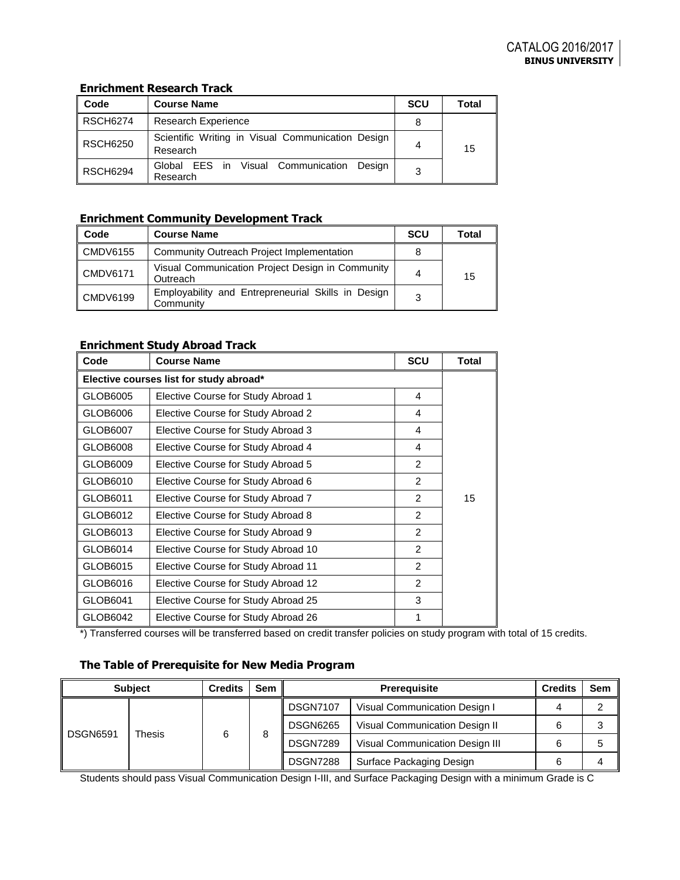### Enrichment Research Track

| Code | Course Name | SCU | Total |
|---|---|---|---|
| RSCH6274 | Research Experience | 8 | 15 |
| RSCH6250 | Scientific Writing in Visual Communication Design Research | 4 | |
| RSCH6294 | Global EES in Visual Communication Design Research | 3 | |

### Enrichment Community Development Track

| Code | Course Name | SCU | Total |
|---|---|---|---|
| CMDV6155 | Community Outreach Project Implementation | 8 | 15 |
| CMDV6171 | Visual Communication Project Design in Community Outreach | 4 | |
| CMDV6199 | Employability and Entrepreneurial Skills in Design Community | 3 | |

### Enrichment Study Abroad Track

| Code | Course Name | SCU | Total |
|---|---|---|---|
| **Elective courses list for study abroad*** | | | 15 |
| GLOB6005 | Elective Course for Study Abroad 1 | 4 | |
| GLOB6006 | Elective Course for Study Abroad 2 | 4 | |
| GLOB6007 | Elective Course for Study Abroad 3 | 4 | |
| GLOB6008 | Elective Course for Study Abroad 4 | 4 | |
| GLOB6009 | Elective Course for Study Abroad 5 | 2 | |
| GLOB6010 | Elective Course for Study Abroad 6 | 2 | |
| GLOB6011 | Elective Course for Study Abroad 7 | 2 | |
| GLOB6012 | Elective Course for Study Abroad 8 | 2 | |
| GLOB6013 | Elective Course for Study Abroad 9 | 2 | |
| GLOB6014 | Elective Course for Study Abroad 10 | 2 | |
| GLOB6015 | Elective Course for Study Abroad 11 | 2 | |
| GLOB6016 | Elective Course for Study Abroad 12 | 2 | |
| GLOB6041 | Elective Course for Study Abroad 25 | 3 | |
| GLOB6042 | Elective Course for Study Abroad 26 | 1 | |

*) Transferred courses will be transferred based on credit transfer policies on study program with total of 15 credits.

### The Table of Prerequisite for New Media Program

| Subject | | Credits | Sem | Prerequisite | | Credits | Sem |
|---|---|---|---|---|---|---|---|
| DSGN6591 | Thesis | 6 | 8 | DSGN7107 | Visual Communication Design I | 4 | 2 |
| | | | | DSGN6265 | Visual Communication Design II | 6 | 3 |
| | | | | DSGN7289 | Visual Communication Design III | 6 | 5 |
| | | | | DSGN7288 | Surface Packaging Design | 6 | 4 |

Students should pass Visual Communication Design I-III, and Surface Packaging Design with a minimum Grade is C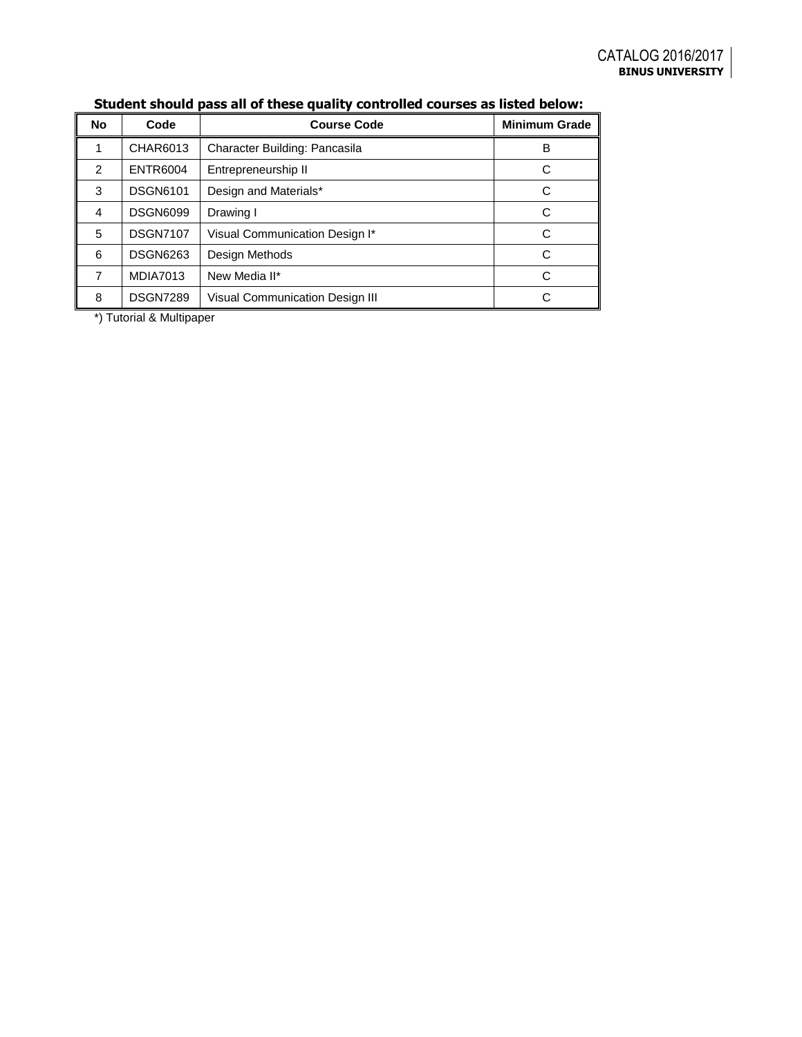**Student should pass all of these quality controlled courses as listed below:**

| No | Code | Course Code | Minimum Grade |
|---|---|---|---|
| 1 | CHAR6013 | Character Building: Pancasila | B |
| 2 | ENTR6004 | Entrepreneurship II | C |
| 3 | DSGN6101 | Design and Materials* | C |
| 4 | DSGN6099 | Drawing I | C |
| 5 | DSGN7107 | Visual Communication Design I* | C |
| 6 | DSGN6263 | Design Methods | C |
| 7 | MDIA7013 | New Media II* | C |
| 8 | DSGN7289 | Visual Communication Design III | C |

*) Tutorial & Multipaper